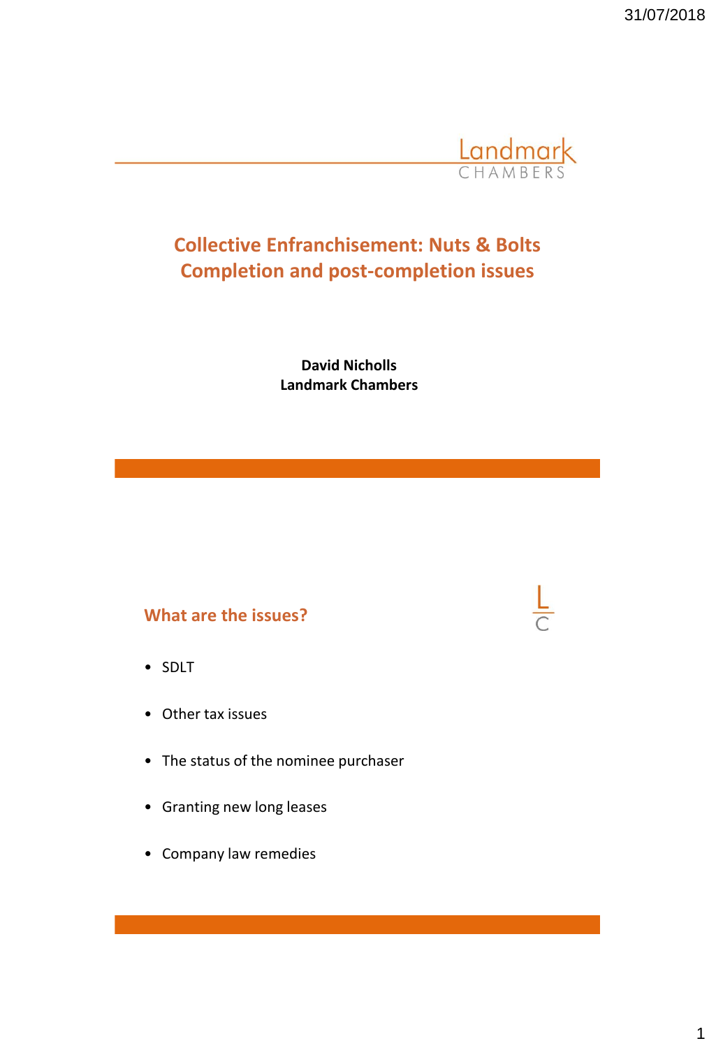# Collective Enfranchisement: Nuts & Bolts
# Completion and post-completion issues

**David Nicholls**
**Landmark Chambers**

## What are the issues?

- SDLT
- Other tax issues
- The status of the nominee purchaser
- Granting new long leases
- Company law remedies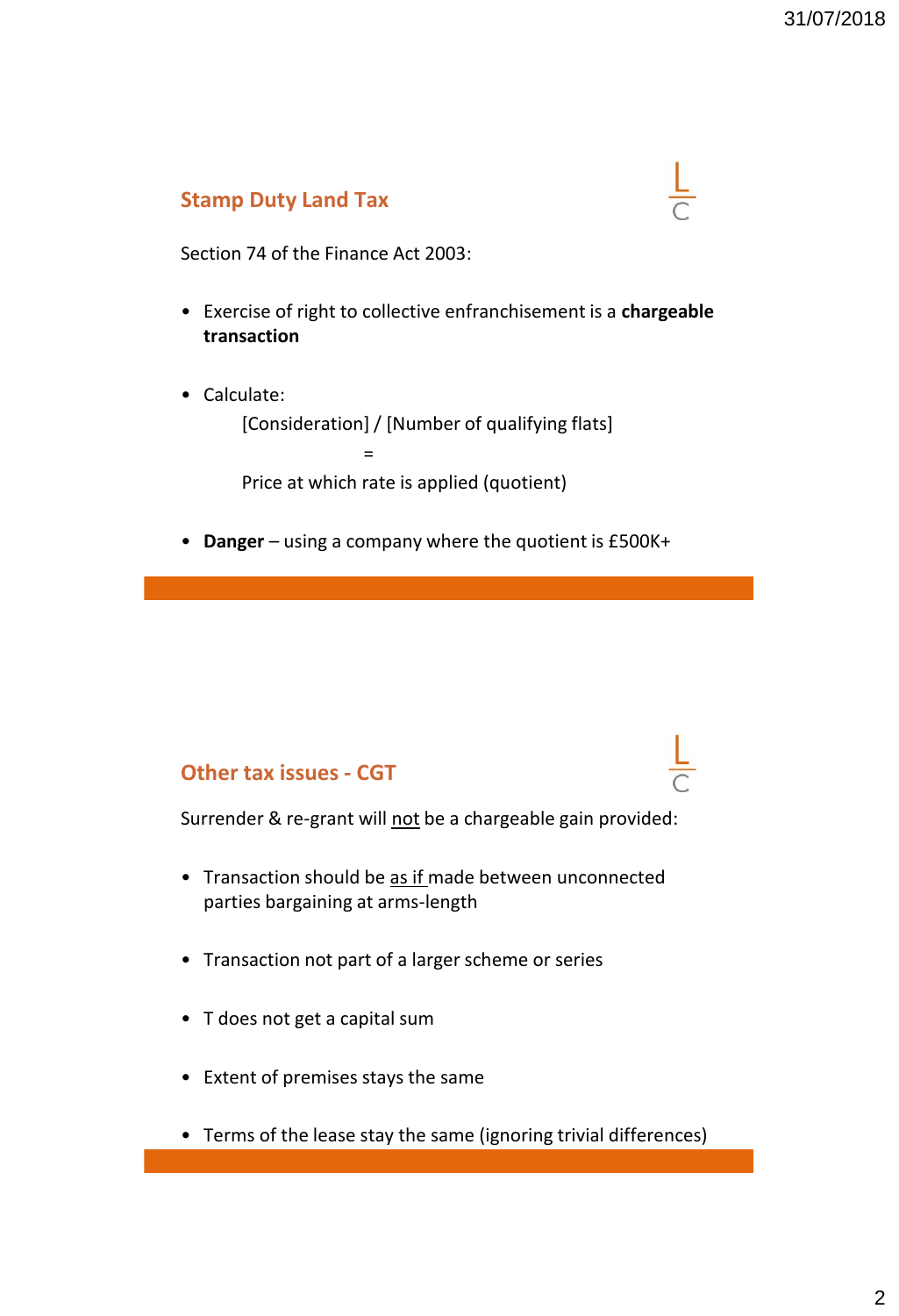## Stamp Duty Land Tax

Section 74 of the Finance Act 2003:

- Exercise of right to collective enfranchisement is a **chargeable transaction**
- Calculate:

  [Consideration] / [Number of qualifying flats]

  =

  Price at which rate is applied (quotient)
- **Danger** – using a company where the quotient is £500K+

## Other tax issues - CGT

Surrender & re-grant will <u>not</u> be a chargeable gain provided:

- Transaction should be <u>as if</u> made between unconnected parties bargaining at arms-length
- Transaction not part of a larger scheme or series
- T does not get a capital sum
- Extent of premises stays the same
- Terms of the lease stay the same (ignoring trivial differences)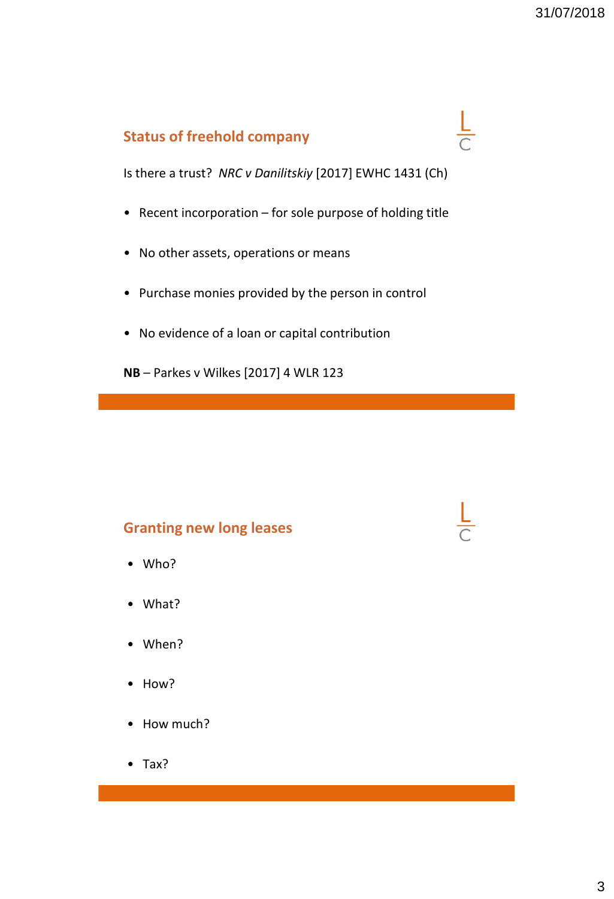## Status of freehold company

Is there a trust? *NRC v Danilitskiy* [2017] EWHC 1431 (Ch)

- Recent incorporation – for sole purpose of holding title
- No other assets, operations or means
- Purchase monies provided by the person in control
- No evidence of a loan or capital contribution

**NB** – Parkes v Wilkes [2017] 4 WLR 123

## Granting new long leases

- Who?
- What?
- When?
- How?
- How much?
- Tax?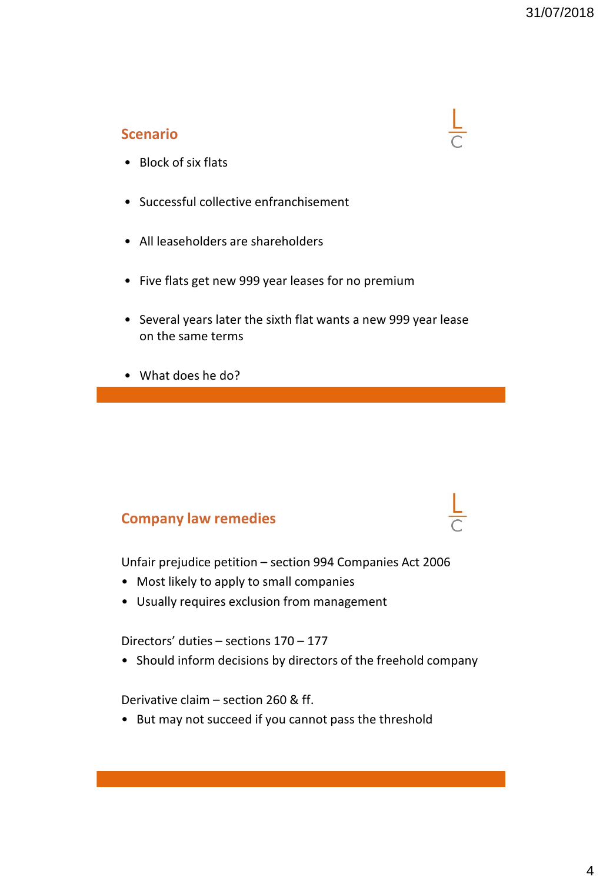## Scenario

- Block of six flats
- Successful collective enfranchisement
- All leaseholders are shareholders
- Five flats get new 999 year leases for no premium
- Several years later the sixth flat wants a new 999 year lease on the same terms
- What does he do?

## Company law remedies

Unfair prejudice petition – section 994 Companies Act 2006

- Most likely to apply to small companies
- Usually requires exclusion from management

Directors' duties – sections 170 – 177

- Should inform decisions by directors of the freehold company

Derivative claim – section 260 & ff.

- But may not succeed if you cannot pass the threshold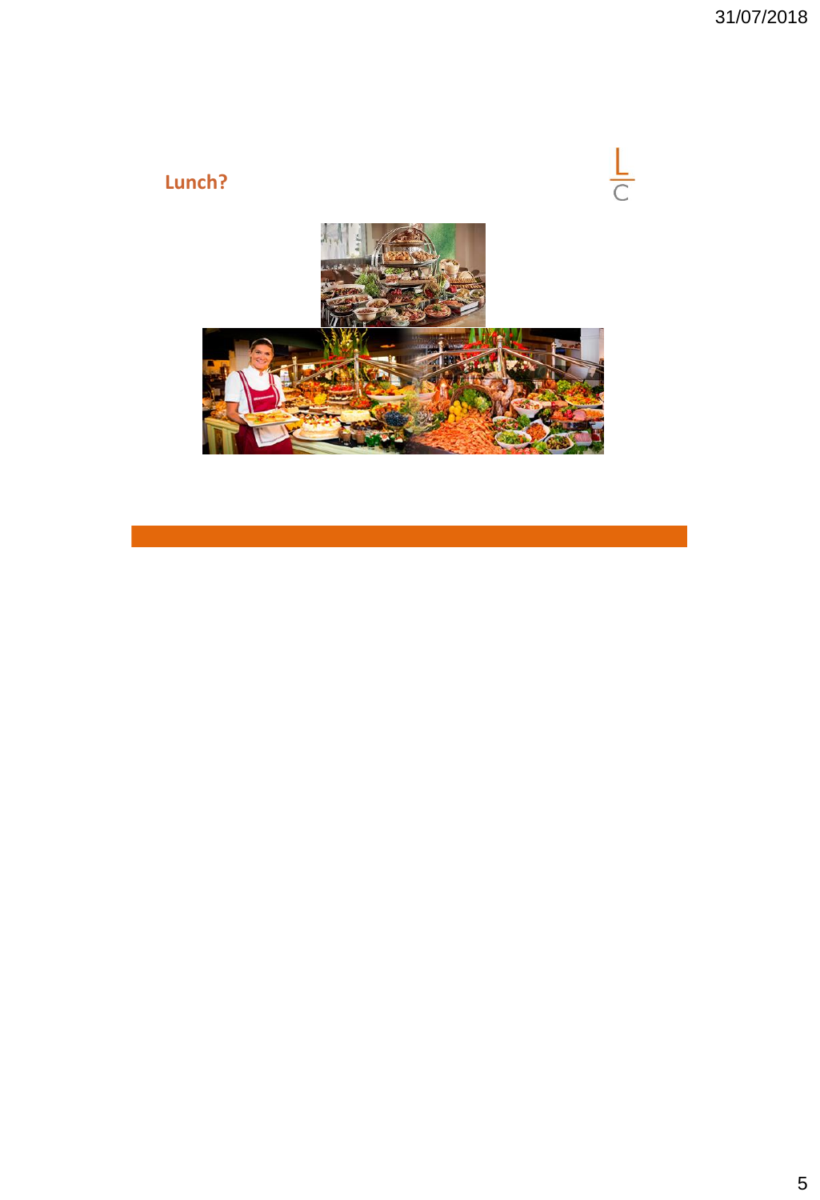## Lunch?